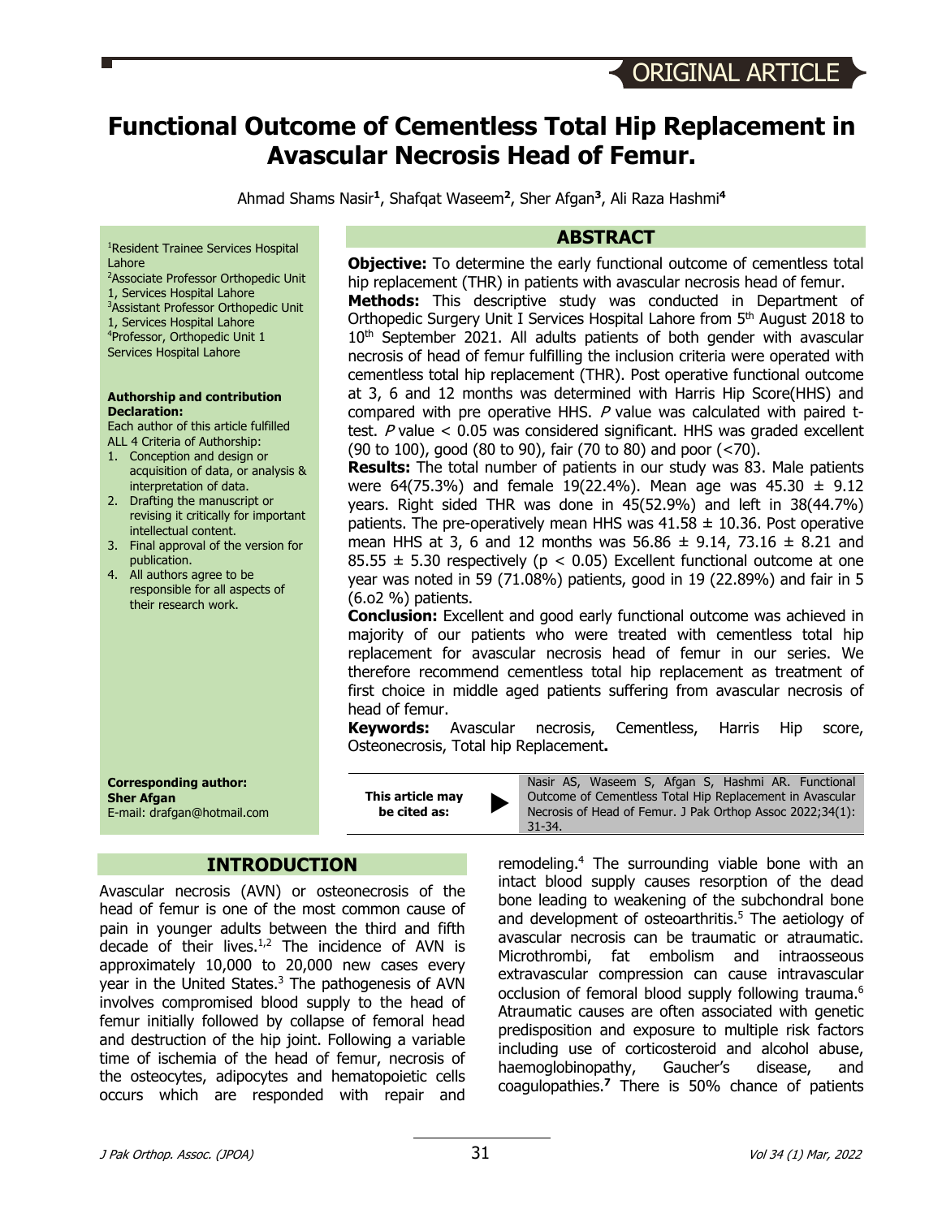ORIGINAL ARTICLE

# Functional Outcome of Cementless Total Hip Replacement in Avascular Necrosis Head of Femur.

Ahmad Shams Nasir[1], Shafqat Waseem[2], Sher Afgan[3], Ali Raza Hashmi[4]

[1]Resident Trainee Services Hospital Lahore
[2]Associate Professor Orthopedic Unit 1, Services Hospital Lahore
[3]Assistant Professor Orthopedic Unit 1, Services Hospital Lahore
[4]Professor, Orthopedic Unit 1 Services Hospital Lahore

**Authorship and contribution Declaration:**
Each author of this article fulfilled ALL 4 Criteria of Authorship:

1. Conception and design or acquisition of data, or analysis & interpretation of data.
2. Drafting the manuscript or revising it critically for important intellectual content.
3. Final approval of the version for publication.
4. All authors agree to be responsible for all aspects of their research work.

**Corresponding author:**
**Sher Afgan**
E-mail: drafgan@hotmail.com

## ABSTRACT

**Objective:** To determine the early functional outcome of cementless total hip replacement (THR) in patients with avascular necrosis head of femur.

**Methods:** This descriptive study was conducted in Department of Orthopedic Surgery Unit I Services Hospital Lahore from 5th August 2018 to 10th September 2021. All adults patients of both gender with avascular necrosis of head of femur fulfilling the inclusion criteria were operated with cementless total hip replacement (THR). Post operative functional outcome at 3, 6 and 12 months was determined with Harris Hip Score(HHS) and compared with pre operative HHS. *P* value was calculated with paired t-test. *P* value < 0.05 was considered significant. HHS was graded excellent (90 to 100), good (80 to 90), fair (70 to 80) and poor (<70).

**Results:** The total number of patients in our study was 83. Male patients were 64(75.3%) and female 19(22.4%). Mean age was 45.30 ± 9.12 years. Right sided THR was done in 45(52.9%) and left in 38(44.7%) patients. The pre-operatively mean HHS was 41.58 ± 10.36. Post operative mean HHS at 3, 6 and 12 months was 56.86 ± 9.14, 73.16 ± 8.21 and 85.55 ± 5.30 respectively (p < 0.05) Excellent functional outcome at one year was noted in 59 (71.08%) patients, good in 19 (22.89%) and fair in 5 (6.o2 %) patients.

**Conclusion:** Excellent and good early functional outcome was achieved in majority of our patients who were treated with cementless total hip replacement for avascular necrosis head of femur in our series. We therefore recommend cementless total hip replacement as treatment of first choice in middle aged patients suffering from avascular necrosis of head of femur.

**Keywords:** Avascular necrosis, Cementless, Harris Hip score, Osteonecrosis, Total hip Replacement**.**

**This article may be cited as:** Nasir AS, Waseem S, Afgan S, Hashmi AR. Functional Outcome of Cementless Total Hip Replacement in Avascular Necrosis of Head of Femur. J Pak Orthop Assoc 2022;34(1): 31-34.

## INTRODUCTION

Avascular necrosis (AVN) or osteonecrosis of the head of femur is one of the most common cause of pain in younger adults between the third and fifth decade of their lives.[1,2] The incidence of AVN is approximately 10,000 to 20,000 new cases every year in the United States.[3] The pathogenesis of AVN involves compromised blood supply to the head of femur initially followed by collapse of femoral head and destruction of the hip joint. Following a variable time of ischemia of the head of femur, necrosis of the osteocytes, adipocytes and hematopoietic cells occurs which are responded with repair and remodeling.[4] The surrounding viable bone with an intact blood supply causes resorption of the dead bone leading to weakening of the subchondral bone and development of osteoarthritis.[5] The aetiology of avascular necrosis can be traumatic or atraumatic. Microthrombi, fat embolism and intraosseous extravascular compression can cause intravascular occlusion of femoral blood supply following trauma.[6] Atraumatic causes are often associated with genetic predisposition and exposure to multiple risk factors including use of corticosteroid and alcohol abuse, haemoglobinopathy, Gaucher's disease, and coagulopathies.[7] There is 50% chance of patients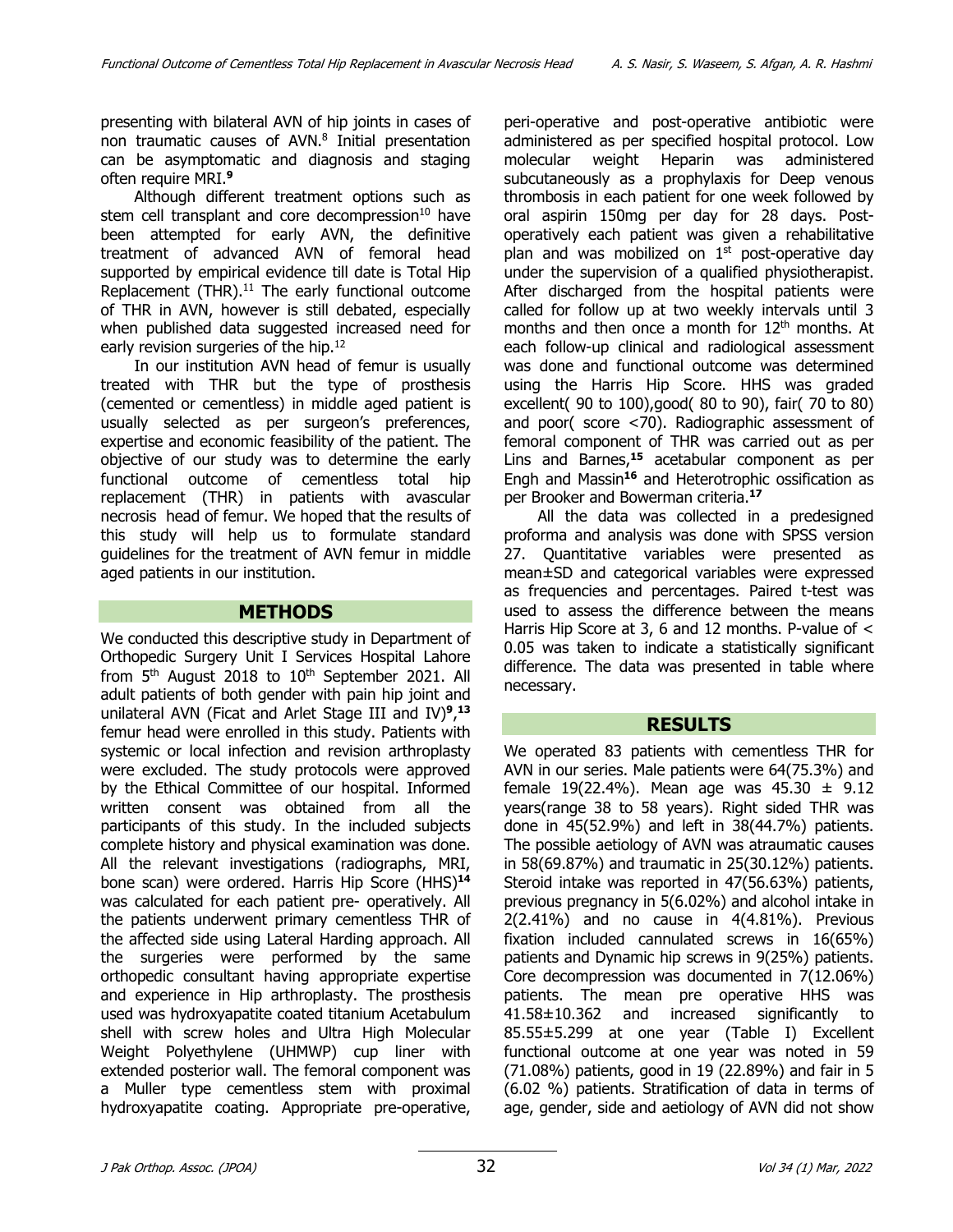presenting with bilateral AVN of hip joints in cases of non traumatic causes of AVN.[8] Initial presentation can be asymptomatic and diagnosis and staging often require MRI.[9]

Although different treatment options such as stem cell transplant and core decompression[10] have been attempted for early AVN, the definitive treatment of advanced AVN of femoral head supported by empirical evidence till date is Total Hip Replacement (THR).[11] The early functional outcome of THR in AVN, however is still debated, especially when published data suggested increased need for early revision surgeries of the hip.[12]

In our institution AVN head of femur is usually treated with THR but the type of prosthesis (cemented or cementless) in middle aged patient is usually selected as per surgeon's preferences, expertise and economic feasibility of the patient. The objective of our study was to determine the early functional outcome of cementless total hip replacement (THR) in patients with avascular necrosis head of femur. We hoped that the results of this study will help us to formulate standard guidelines for the treatment of AVN femur in middle aged patients in our institution.

## METHODS

We conducted this descriptive study in Department of Orthopedic Surgery Unit I Services Hospital Lahore from 5th August 2018 to 10th September 2021. All adult patients of both gender with pain hip joint and unilateral AVN (Ficat and Arlet Stage III and IV)[9,13] femur head were enrolled in this study. Patients with systemic or local infection and revision arthroplasty were excluded. The study protocols were approved by the Ethical Committee of our hospital. Informed written consent was obtained from all the participants of this study. In the included subjects complete history and physical examination was done. All the relevant investigations (radiographs, MRI, bone scan) were ordered. Harris Hip Score (HHS)[14] was calculated for each patient pre- operatively. All the patients underwent primary cementless THR of the affected side using Lateral Harding approach. All the surgeries were performed by the same orthopedic consultant having appropriate expertise and experience in Hip arthroplasty. The prosthesis used was hydroxyapatite coated titanium Acetabulum shell with screw holes and Ultra High Molecular Weight Polyethylene (UHMWP) cup liner with extended posterior wall. The femoral component was a Muller type cementless stem with proximal hydroxyapatite coating. Appropriate pre-operative, peri-operative and post-operative antibiotic were administered as per specified hospital protocol. Low molecular weight Heparin was administered subcutaneously as a prophylaxis for Deep venous thrombosis in each patient for one week followed by oral aspirin 150mg per day for 28 days. Post-operatively each patient was given a rehabilitative plan and was mobilized on 1st post-operative day under the supervision of a qualified physiotherapist. After discharged from the hospital patients were called for follow up at two weekly intervals until 3 months and then once a month for 12th months. At each follow-up clinical and radiological assessment was done and functional outcome was determined using the Harris Hip Score. HHS was graded excellent( 90 to 100),good( 80 to 90), fair( 70 to 80) and poor( score <70). Radiographic assessment of femoral component of THR was carried out as per Lins and Barnes,[15] acetabular component as per Engh and Massin[16] and Heterotrophic ossification as per Brooker and Bowerman criteria.[17]

All the data was collected in a predesigned proforma and analysis was done with SPSS version 27. Quantitative variables were presented as mean±SD and categorical variables were expressed as frequencies and percentages. Paired t-test was used to assess the difference between the means Harris Hip Score at 3, 6 and 12 months. P-value of < 0.05 was taken to indicate a statistically significant difference. The data was presented in table where necessary.

## RESULTS

We operated 83 patients with cementless THR for AVN in our series. Male patients were 64(75.3%) and female 19(22.4%). Mean age was 45.30 ± 9.12 years(range 38 to 58 years). Right sided THR was done in 45(52.9%) and left in 38(44.7%) patients. The possible aetiology of AVN was atraumatic causes in 58(69.87%) and traumatic in 25(30.12%) patients. Steroid intake was reported in 47(56.63%) patients, previous pregnancy in 5(6.02%) and alcohol intake in 2(2.41%) and no cause in 4(4.81%). Previous fixation included cannulated screws in 16(65%) patients and Dynamic hip screws in 9(25%) patients. Core decompression was documented in 7(12.06%) patients. The mean pre operative HHS was 41.58±10.362 and increased significantly to 85.55±5.299 at one year (Table I) Excellent functional outcome at one year was noted in 59 (71.08%) patients, good in 19 (22.89%) and fair in 5 (6.02 %) patients. Stratification of data in terms of age, gender, side and aetiology of AVN did not show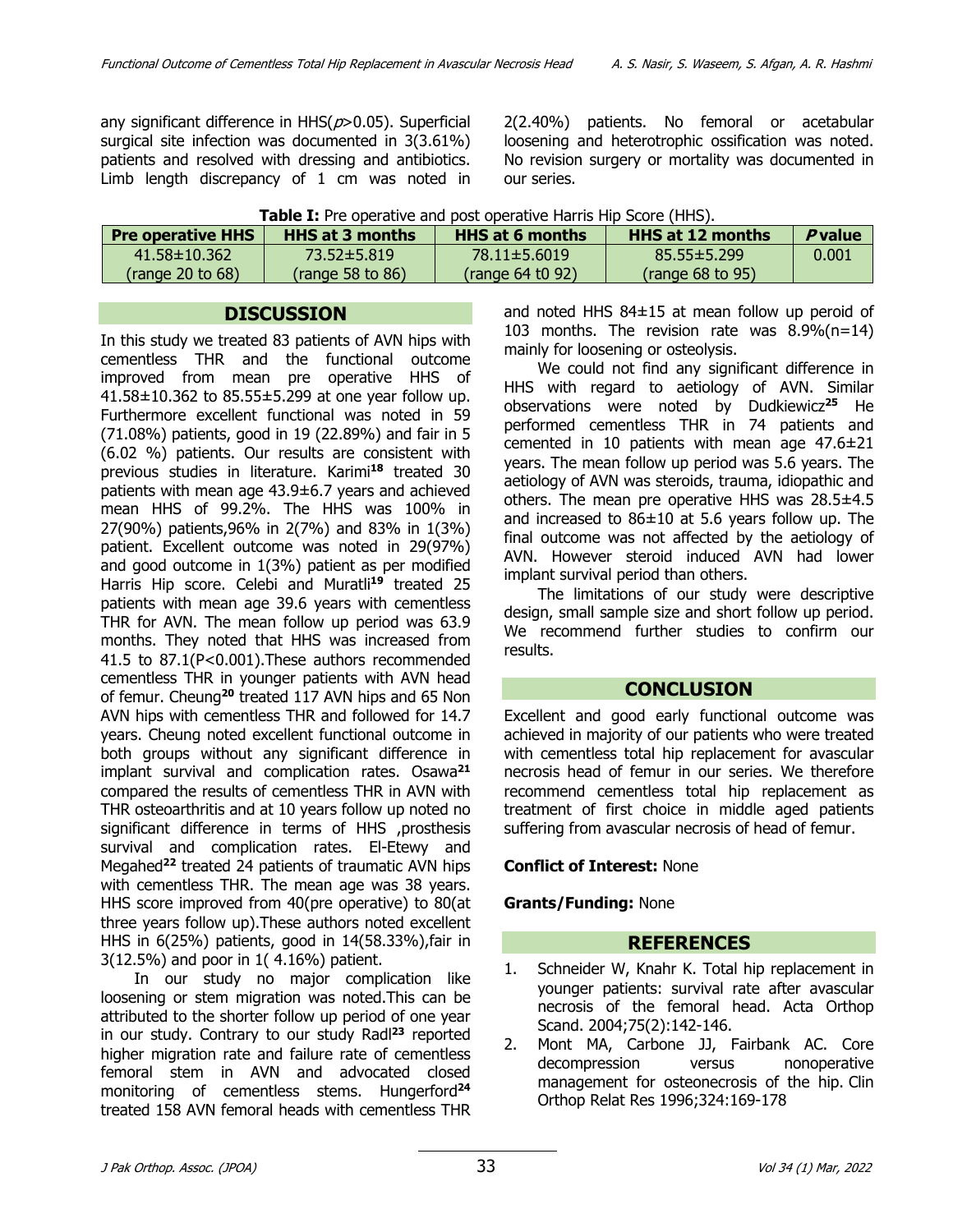any significant difference in HHS($p$>0.05). Superficial surgical site infection was documented in 3(3.61%) patients and resolved with dressing and antibiotics. Limb length discrepancy of 1 cm was noted in 2(2.40%) patients. No femoral or acetabular loosening and heterotrophic ossification was noted. No revision surgery or mortality was documented in our series.

**Table I:** Pre operative and post operative Harris Hip Score (HHS).

| Pre operative HHS | HHS at 3 months | HHS at 6 months | HHS at 12 months | *P* value |
|---|---|---|---|---|
| 41.58±10.362 (range 20 to 68) | 73.52±5.819 (range 58 to 86) | 78.11±5.6019 (range 64 t0 92) | 85.55±5.299 (range 68 to 95) | 0.001 |

## DISCUSSION

In this study we treated 83 patients of AVN hips with cementless THR and the functional outcome improved from mean pre operative HHS of 41.58±10.362 to 85.55±5.299 at one year follow up. Furthermore excellent functional was noted in 59 (71.08%) patients, good in 19 (22.89%) and fair in 5 (6.02 %) patients. Our results are consistent with previous studies in literature. Karimi[18] treated 30 patients with mean age 43.9±6.7 years and achieved mean HHS of 99.2%. The HHS was 100% in 27(90%) patients,96% in 2(7%) and 83% in 1(3%) patient. Excellent outcome was noted in 29(97%) and good outcome in 1(3%) patient as per modified Harris Hip score. Celebi and Muratli[19] treated 25 patients with mean age 39.6 years with cementless THR for AVN. The mean follow up period was 63.9 months. They noted that HHS was increased from 41.5 to 87.1(P<0.001).These authors recommended cementless THR in younger patients with AVN head of femur. Cheung[20] treated 117 AVN hips and 65 Non AVN hips with cementless THR and followed for 14.7 years. Cheung noted excellent functional outcome in both groups without any significant difference in implant survival and complication rates. Osawa[21] compared the results of cementless THR in AVN with THR osteoarthritis and at 10 years follow up noted no significant difference in terms of HHS ,prosthesis survival and complication rates. El-Etewy and Megahed[22] treated 24 patients of traumatic AVN hips with cementless THR. The mean age was 38 years. HHS score improved from 40(pre operative) to 80(at three years follow up).These authors noted excellent HHS in 6(25%) patients, good in 14(58.33%),fair in 3(12.5%) and poor in 1( 4.16%) patient.

In our study no major complication like loosening or stem migration was noted.This can be attributed to the shorter follow up period of one year in our study. Contrary to our study Radl[23] reported higher migration rate and failure rate of cementless femoral stem in AVN and advocated closed monitoring of cementless stems. Hungerford[24] treated 158 AVN femoral heads with cementless THR and noted HHS 84±15 at mean follow up peroid of 103 months. The revision rate was 8.9%(n=14) mainly for loosening or osteolysis.

We could not find any significant difference in HHS with regard to aetiology of AVN. Similar observations were noted by Dudkiewicz[25] He performed cementless THR in 74 patients and cemented in 10 patients with mean age 47.6±21 years. The mean follow up period was 5.6 years. The aetiology of AVN was steroids, trauma, idiopathic and others. The mean pre operative HHS was 28.5±4.5 and increased to 86±10 at 5.6 years follow up. The final outcome was not affected by the aetiology of AVN. However steroid induced AVN had lower implant survival period than others.

The limitations of our study were descriptive design, small sample size and short follow up period. We recommend further studies to confirm our results.

## CONCLUSION

Excellent and good early functional outcome was achieved in majority of our patients who were treated with cementless total hip replacement for avascular necrosis head of femur in our series. We therefore recommend cementless total hip replacement as treatment of first choice in middle aged patients suffering from avascular necrosis of head of femur.

**Conflict of Interest:** None

**Grants/Funding:** None

## REFERENCES

1. Schneider W, Knahr K. Total hip replacement in younger patients: survival rate after avascular necrosis of the femoral head. Acta Orthop Scand. 2004;75(2):142-146.
2. Mont MA, Carbone JJ, Fairbank AC. Core decompression versus nonoperative management for osteonecrosis of the hip. Clin Orthop Relat Res 1996;324:169-178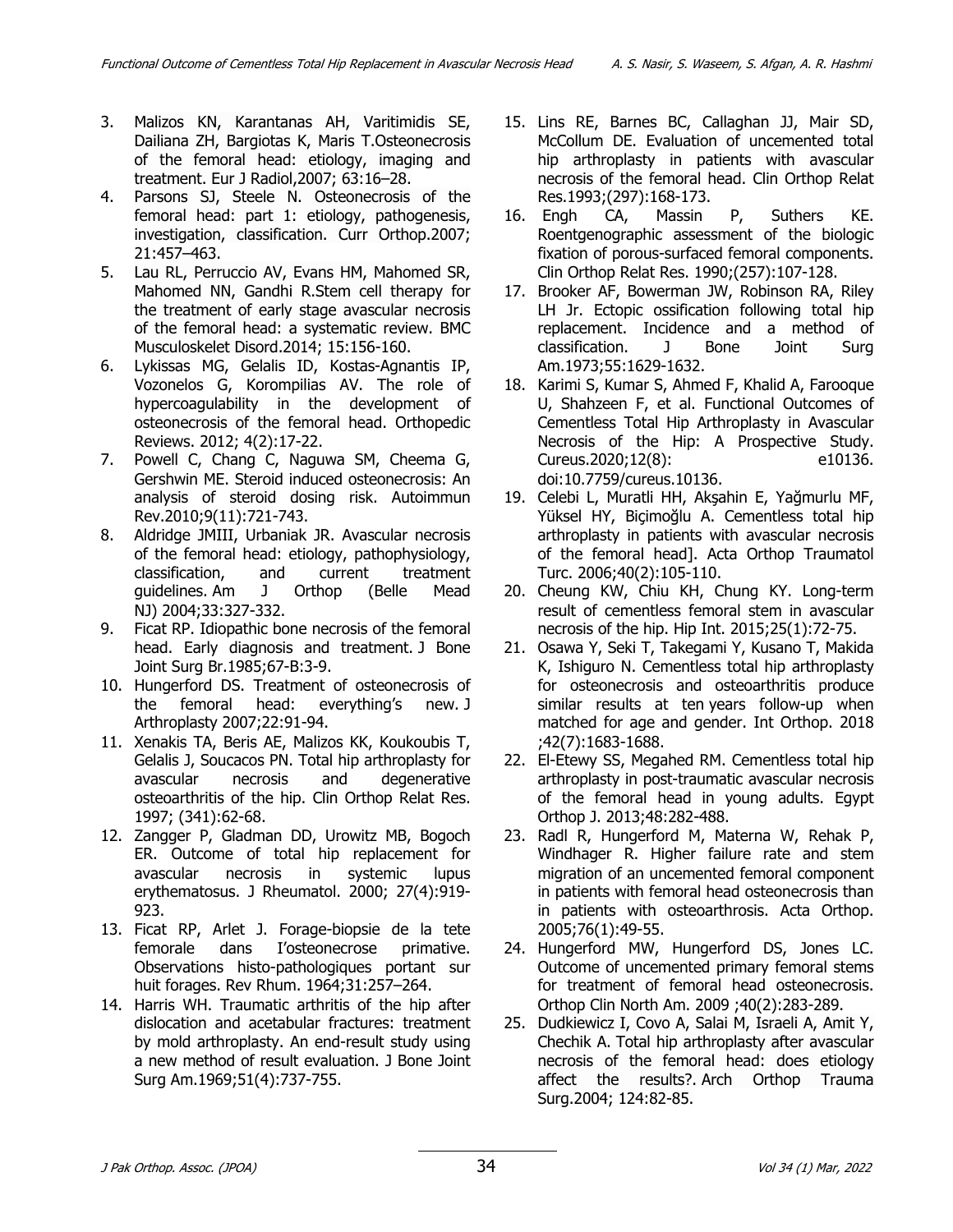3. Malizos KN, Karantanas AH, Varitimidis SE, Dailiana ZH, Bargiotas K, Maris T.Osteonecrosis of the femoral head: etiology, imaging and treatment. Eur J Radiol,2007; 63:16–28.
4. Parsons SJ, Steele N. Osteonecrosis of the femoral head: part 1: etiology, pathogenesis, investigation, classification. Curr Orthop.2007; 21:457–463.
5. Lau RL, Perruccio AV, Evans HM, Mahomed SR, Mahomed NN, Gandhi R.Stem cell therapy for the treatment of early stage avascular necrosis of the femoral head: a systematic review. BMC Musculoskelet Disord.2014; 15:156-160.
6. Lykissas MG, Gelalis ID, Kostas-Agnantis IP, Vozonelos G, Korompilias AV. The role of hypercoagulability in the development of osteonecrosis of the femoral head. Orthopedic Reviews. 2012; 4(2):17-22.
7. Powell C, Chang C, Naguwa SM, Cheema G, Gershwin ME. Steroid induced osteonecrosis: An analysis of steroid dosing risk. Autoimmun Rev.2010;9(11):721-743.
8. Aldridge JMIII, Urbaniak JR. Avascular necrosis of the femoral head: etiology, pathophysiology, classification, and current treatment guidelines. Am J Orthop (Belle Mead NJ) 2004;33:327-332.
9. Ficat RP. Idiopathic bone necrosis of the femoral head. Early diagnosis and treatment. J Bone Joint Surg Br.1985;67-B:3-9.
10. Hungerford DS. Treatment of osteonecrosis of the femoral head: everything's new. J Arthroplasty 2007;22:91-94.
11. Xenakis TA, Beris AE, Malizos KK, Koukoubis T, Gelalis J, Soucacos PN. Total hip arthroplasty for avascular necrosis and degenerative osteoarthritis of the hip. Clin Orthop Relat Res. 1997; (341):62-68.
12. Zangger P, Gladman DD, Urowitz MB, Bogoch ER. Outcome of total hip replacement for avascular necrosis in systemic lupus erythematosus. J Rheumatol. 2000; 27(4):919-923.
13. Ficat RP, Arlet J. Forage-biopsie de la tete femorale dans I'osteonecrose primative. Observations histo-pathologiques portant sur huit forages. Rev Rhum. 1964;31:257–264.
14. Harris WH. Traumatic arthritis of the hip after dislocation and acetabular fractures: treatment by mold arthroplasty. An end-result study using a new method of result evaluation. J Bone Joint Surg Am.1969;51(4):737-755.
15. Lins RE, Barnes BC, Callaghan JJ, Mair SD, McCollum DE. Evaluation of uncemented total hip arthroplasty in patients with avascular necrosis of the femoral head. Clin Orthop Relat Res.1993;(297):168-173.
16. Engh CA, Massin P, Suthers KE. Roentgenographic assessment of the biologic fixation of porous-surfaced femoral components. Clin Orthop Relat Res. 1990;(257):107-128.
17. Brooker AF, Bowerman JW, Robinson RA, Riley LH Jr. Ectopic ossification following total hip replacement. Incidence and a method of classification. J Bone Joint Surg Am.1973;55:1629-1632.
18. Karimi S, Kumar S, Ahmed F, Khalid A, Farooque U, Shahzeen F, et al. Functional Outcomes of Cementless Total Hip Arthroplasty in Avascular Necrosis of the Hip: A Prospective Study. Cureus.2020;12(8): e10136. doi:10.7759/cureus.10136.
19. Celebi L, Muratli HH, Akşahin E, Yağmurlu MF, Yüksel HY, Biçimoğlu A. Cementless total hip arthroplasty in patients with avascular necrosis of the femoral head]. Acta Orthop Traumatol Turc. 2006;40(2):105-110.
20. Cheung KW, Chiu KH, Chung KY. Long-term result of cementless femoral stem in avascular necrosis of the hip. Hip Int. 2015;25(1):72-75.
21. Osawa Y, Seki T, Takegami Y, Kusano T, Makida K, Ishiguro N. Cementless total hip arthroplasty for osteonecrosis and osteoarthritis produce similar results at ten years follow-up when matched for age and gender. Int Orthop. 2018 ;42(7):1683-1688.
22. El-Etewy SS, Megahed RM. Cementless total hip arthroplasty in post-traumatic avascular necrosis of the femoral head in young adults. Egypt Orthop J. 2013;48:282-488.
23. Radl R, Hungerford M, Materna W, Rehak P, Windhager R. Higher failure rate and stem migration of an uncemented femoral component in patients with femoral head osteonecrosis than in patients with osteoarthrosis. Acta Orthop. 2005;76(1):49-55.
24. Hungerford MW, Hungerford DS, Jones LC. Outcome of uncemented primary femoral stems for treatment of femoral head osteonecrosis. Orthop Clin North Am. 2009 ;40(2):283-289.
25. Dudkiewicz I, Covo A, Salai M, Israeli A, Amit Y, Chechik A. Total hip arthroplasty after avascular necrosis of the femoral head: does etiology affect the results?. Arch Orthop Trauma Surg.2004; 124:82-85.